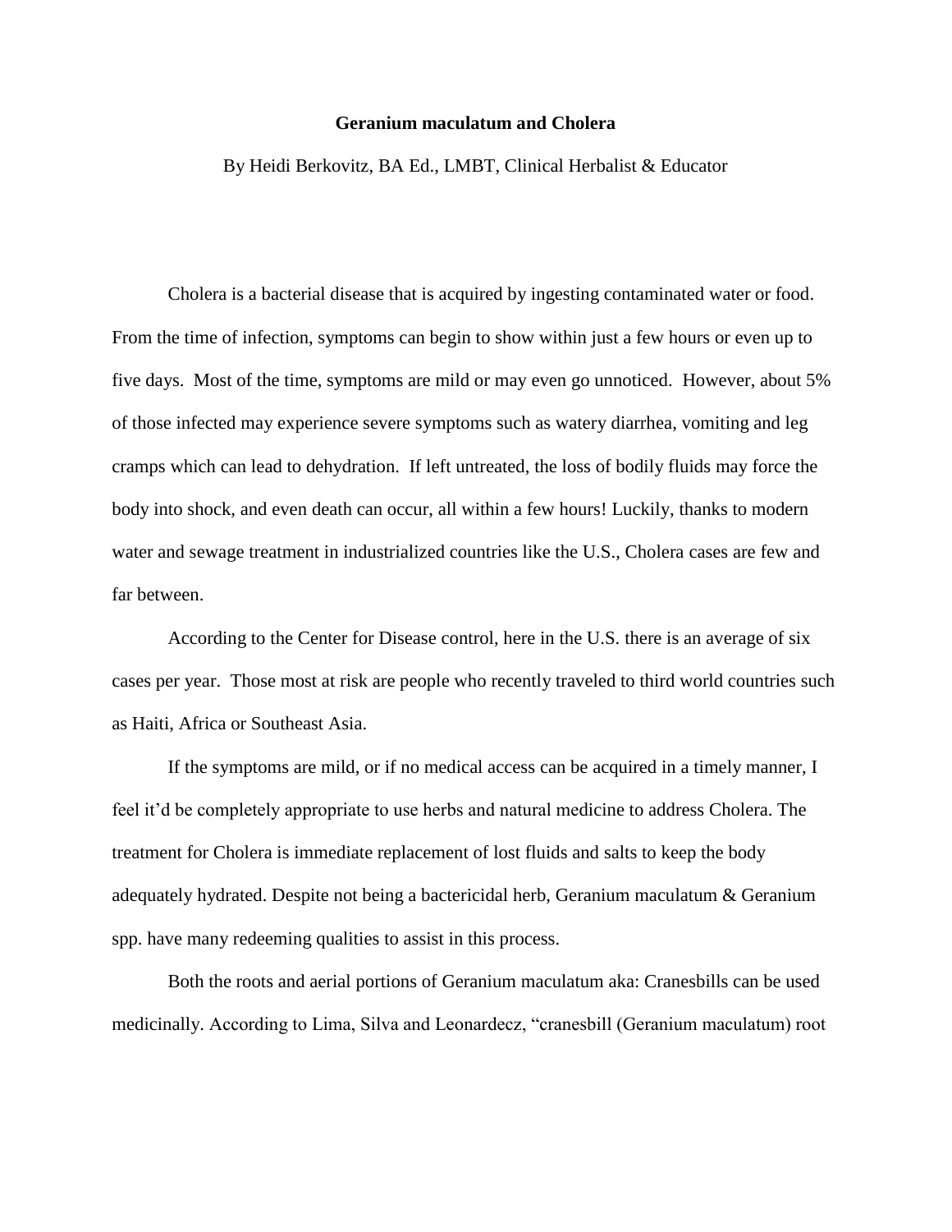# **Geranium maculatum and Cholera**

By Heidi Berkovitz, BA Ed., LMBT, Clinical Herbalist & Educator

Cholera is a bacterial disease that is acquired by ingesting contaminated water or food. From the time of infection, symptoms can begin to show within just a few hours or even up to five days. Most of the time, symptoms are mild or may even go unnoticed. However, about 5% of those infected may experience severe symptoms such as watery diarrhea, vomiting and leg cramps which can lead to dehydration. If left untreated, the loss of bodily fluids may force the body into shock, and even death can occur, all within a few hours! Luckily, thanks to modern water and sewage treatment in industrialized countries like the U.S., Cholera cases are few and far between.

According to the Center for Disease control, here in the U.S. there is an average of six cases per year. Those most at risk are people who recently traveled to third world countries such as Haiti, Africa or Southeast Asia.

If the symptoms are mild, or if no medical access can be acquired in a timely manner, I feel it'd be completely appropriate to use herbs and natural medicine to address Cholera. The treatment for Cholera is immediate replacement of lost fluids and salts to keep the body adequately hydrated. Despite not being a bactericidal herb, Geranium maculatum & Geranium spp. have many redeeming qualities to assist in this process.

Both the roots and aerial portions of Geranium maculatum aka: Cranesbills can be used medicinally. According to Lima, Silva and Leonardecz, "cranesbill (Geranium maculatum) root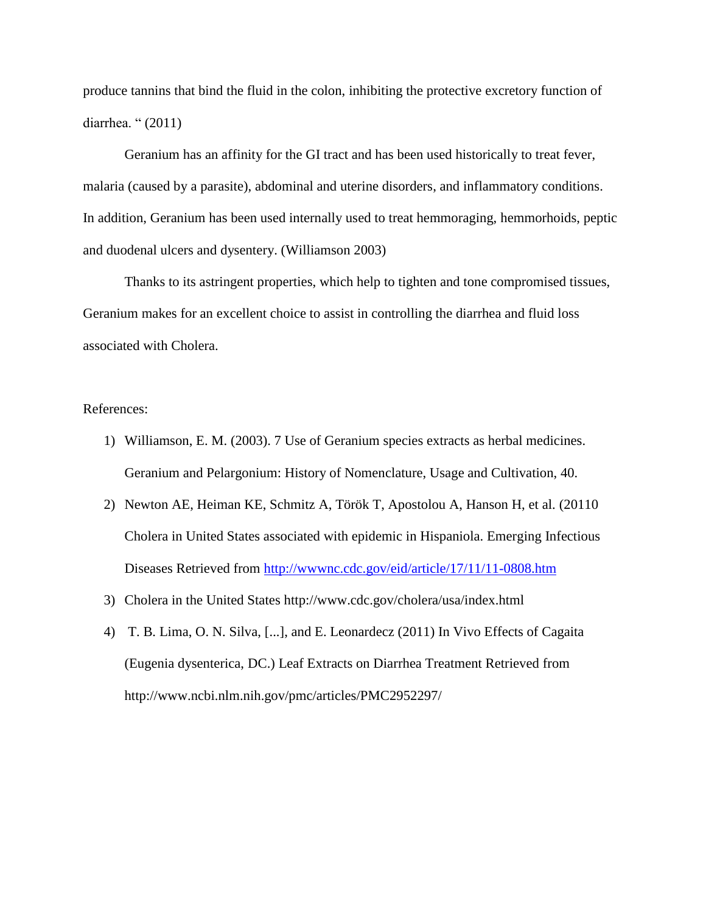produce tannins that bind the fluid in the colon, inhibiting the protective excretory function of diarrhea. " (2011)

Geranium has an affinity for the GI tract and has been used historically to treat fever, malaria (caused by a parasite), abdominal and uterine disorders, and inflammatory conditions. In addition, Geranium has been used internally used to treat hemmoraging, hemmorhoids, peptic and duodenal ulcers and dysentery. (Williamson 2003)

Thanks to its astringent properties, which help to tighten and tone compromised tissues, Geranium makes for an excellent choice to assist in controlling the diarrhea and fluid loss associated with Cholera.

References:

1) Williamson, E. M. (2003). 7 Use of Geranium species extracts as herbal medicines. Geranium and Pelargonium: History of Nomenclature, Usage and Cultivation, 40.
2) Newton AE, Heiman KE, Schmitz A, Török T, Apostolou A, Hanson H, et al. (20110 Cholera in United States associated with epidemic in Hispaniola. Emerging Infectious Diseases Retrieved from http://wwwnc.cdc.gov/eid/article/17/11/11-0808.htm
3) Cholera in the United States http://www.cdc.gov/cholera/usa/index.html
4) T. B. Lima, O. N. Silva, [...], and E. Leonardecz (2011) In Vivo Effects of Cagaita (Eugenia dysenterica, DC.) Leaf Extracts on Diarrhea Treatment Retrieved from http://www.ncbi.nlm.nih.gov/pmc/articles/PMC2952297/